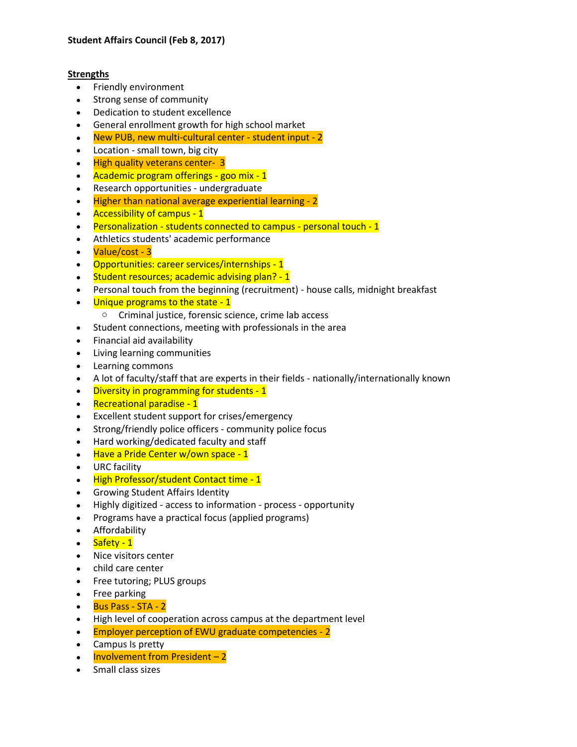**Student Affairs Council (Feb 8, 2017)**

**Strengths**

- Friendly environment
- Strong sense of community
- Dedication to student excellence
- General enrollment growth for high school market
- New PUB, new multi-cultural center - student input - 2
- Location - small town, big city
- High quality veterans center- 3
- Academic program offerings - goo mix - 1
- Research opportunities - undergraduate
- Higher than national average experiential learning - 2
- Accessibility of campus - 1
- Personalization - students connected to campus - personal touch - 1
- Athletics students' academic performance
- Value/cost - 3
- Opportunities: career services/internships - 1
- Student resources; academic advising plan? - 1
- Personal touch from the beginning (recruitment) - house calls, midnight breakfast
- Unique programs to the state - 1
  - Criminal justice, forensic science, crime lab access
- Student connections, meeting with professionals in the area
- Financial aid availability
- Living learning communities
- Learning commons
- A lot of faculty/staff that are experts in their fields - nationally/internationally known
- Diversity in programming for students - 1
- Recreational paradise - 1
- Excellent student support for crises/emergency
- Strong/friendly police officers - community police focus
- Hard working/dedicated faculty and staff
- Have a Pride Center w/own space - 1
- URC facility
- High Professor/student Contact time - 1
- Growing Student Affairs Identity
- Highly digitized - access to information - process - opportunity
- Programs have a practical focus (applied programs)
- Affordability
- Safety - 1
- Nice visitors center
- child care center
- Free tutoring; PLUS groups
- Free parking
- Bus Pass - STA - 2
- High level of cooperation across campus at the department level
- Employer perception of EWU graduate competencies - 2
- Campus Is pretty
- Involvement from President – 2
- Small class sizes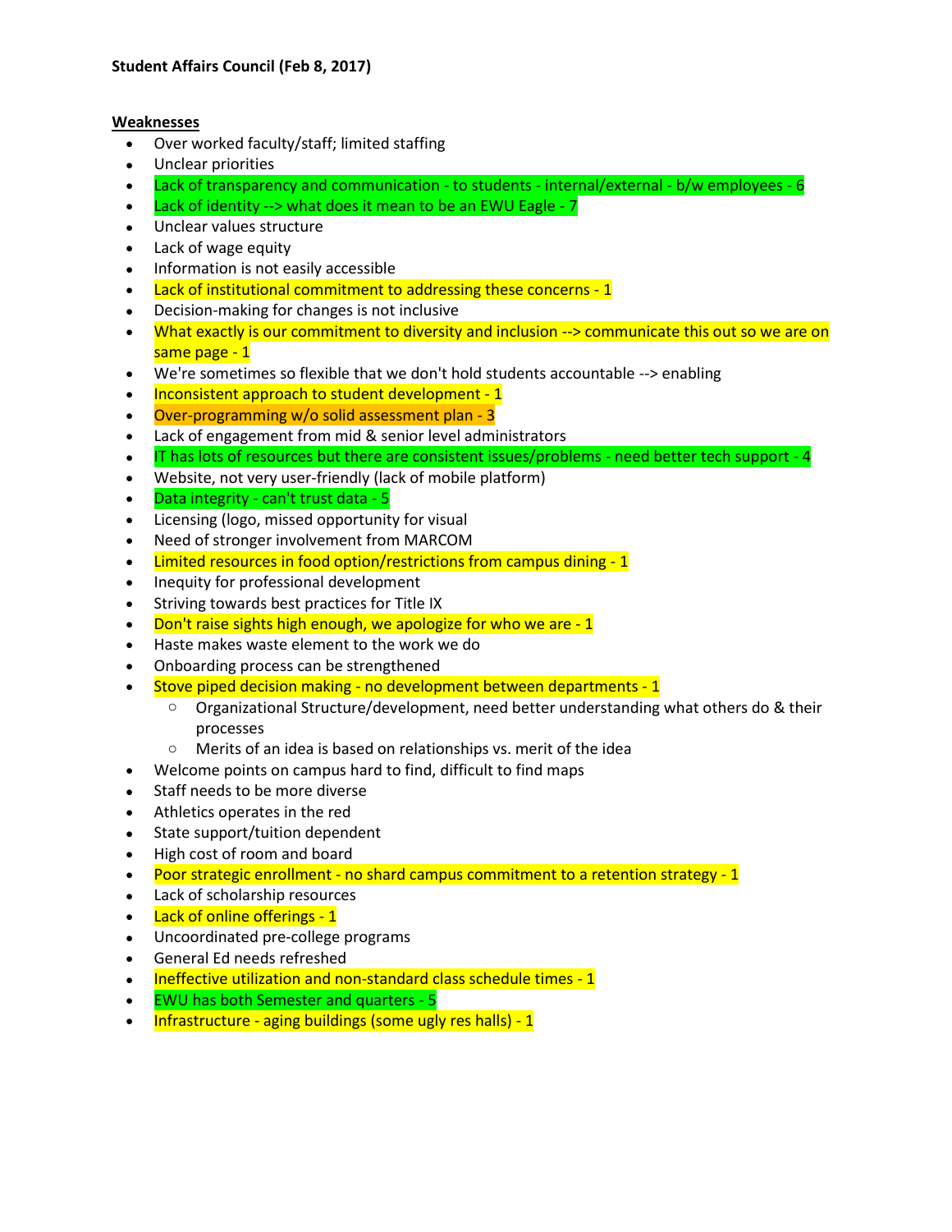**Student Affairs Council (Feb 8, 2017)**

**Weaknesses**

- Over worked faculty/staff; limited staffing
- Unclear priorities
- Lack of transparency and communication - to students - internal/external - b/w employees - 6
- Lack of identity --> what does it mean to be an EWU Eagle - 7
- Unclear values structure
- Lack of wage equity
- Information is not easily accessible
- Lack of institutional commitment to addressing these concerns - 1
- Decision-making for changes is not inclusive
- What exactly is our commitment to diversity and inclusion --> communicate this out so we are on same page - 1
- We're sometimes so flexible that we don't hold students accountable --> enabling
- Inconsistent approach to student development - 1
- Over-programming w/o solid assessment plan - 3
- Lack of engagement from mid & senior level administrators
- IT has lots of resources but there are consistent issues/problems - need better tech support - 4
- Website, not very user-friendly (lack of mobile platform)
- Data integrity - can't trust data - 5
- Licensing (logo, missed opportunity for visual
- Need of stronger involvement from MARCOM
- Limited resources in food option/restrictions from campus dining - 1
- Inequity for professional development
- Striving towards best practices for Title IX
- Don't raise sights high enough, we apologize for who we are - 1
- Haste makes waste element to the work we do
- Onboarding process can be strengthened
- Stove piped decision making - no development between departments - 1
    - Organizational Structure/development, need better understanding what others do & their processes
    - Merits of an idea is based on relationships vs. merit of the idea
- Welcome points on campus hard to find, difficult to find maps
- Staff needs to be more diverse
- Athletics operates in the red
- State support/tuition dependent
- High cost of room and board
- Poor strategic enrollment - no shard campus commitment to a retention strategy - 1
- Lack of scholarship resources
- Lack of online offerings - 1
- Uncoordinated pre-college programs
- General Ed needs refreshed
- Ineffective utilization and non-standard class schedule times - 1
- EWU has both Semester and quarters - 5
- Infrastructure - aging buildings (some ugly res halls) - 1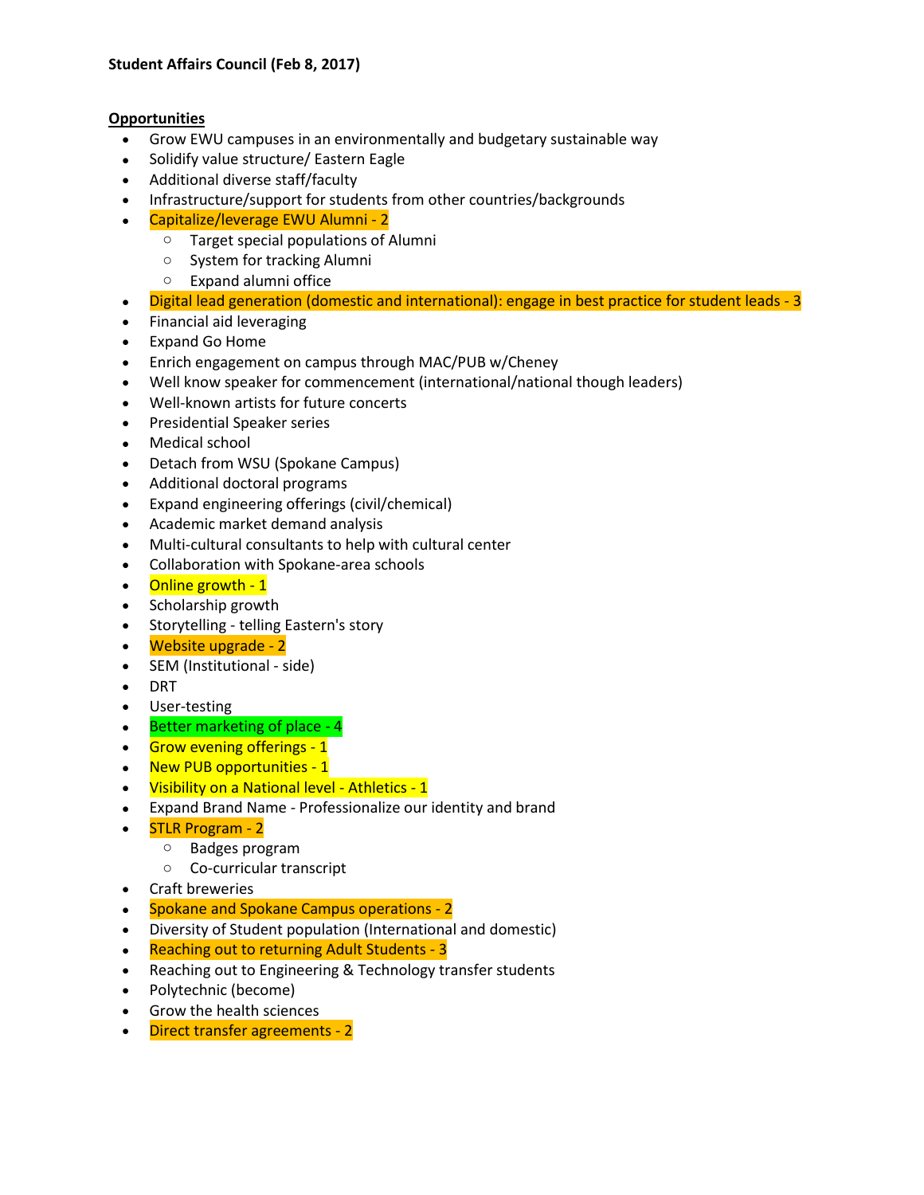**Student Affairs Council (Feb 8, 2017)**

**Opportunities**

- Grow EWU campuses in an environmentally and budgetary sustainable way
- Solidify value structure/ Eastern Eagle
- Additional diverse staff/faculty
- Infrastructure/support for students from other countries/backgrounds
- Capitalize/leverage EWU Alumni - 2
    - Target special populations of Alumni
    - System for tracking Alumni
    - Expand alumni office
- Digital lead generation (domestic and international): engage in best practice for student leads - 3
- Financial aid leveraging
- Expand Go Home
- Enrich engagement on campus through MAC/PUB w/Cheney
- Well know speaker for commencement (international/national though leaders)
- Well-known artists for future concerts
- Presidential Speaker series
- Medical school
- Detach from WSU (Spokane Campus)
- Additional doctoral programs
- Expand engineering offerings (civil/chemical)
- Academic market demand analysis
- Multi-cultural consultants to help with cultural center
- Collaboration with Spokane-area schools
- Online growth - 1
- Scholarship growth
- Storytelling - telling Eastern's story
- Website upgrade - 2
- SEM (Institutional - side)
- DRT
- User-testing
- Better marketing of place - 4
- Grow evening offerings - 1
- New PUB opportunities - 1
- Visibility on a National level - Athletics - 1
- Expand Brand Name - Professionalize our identity and brand
- STLR Program - 2
    - Badges program
    - Co-curricular transcript
- Craft breweries
- Spokane and Spokane Campus operations - 2
- Diversity of Student population (International and domestic)
- Reaching out to returning Adult Students - 3
- Reaching out to Engineering & Technology transfer students
- Polytechnic (become)
- Grow the health sciences
- Direct transfer agreements - 2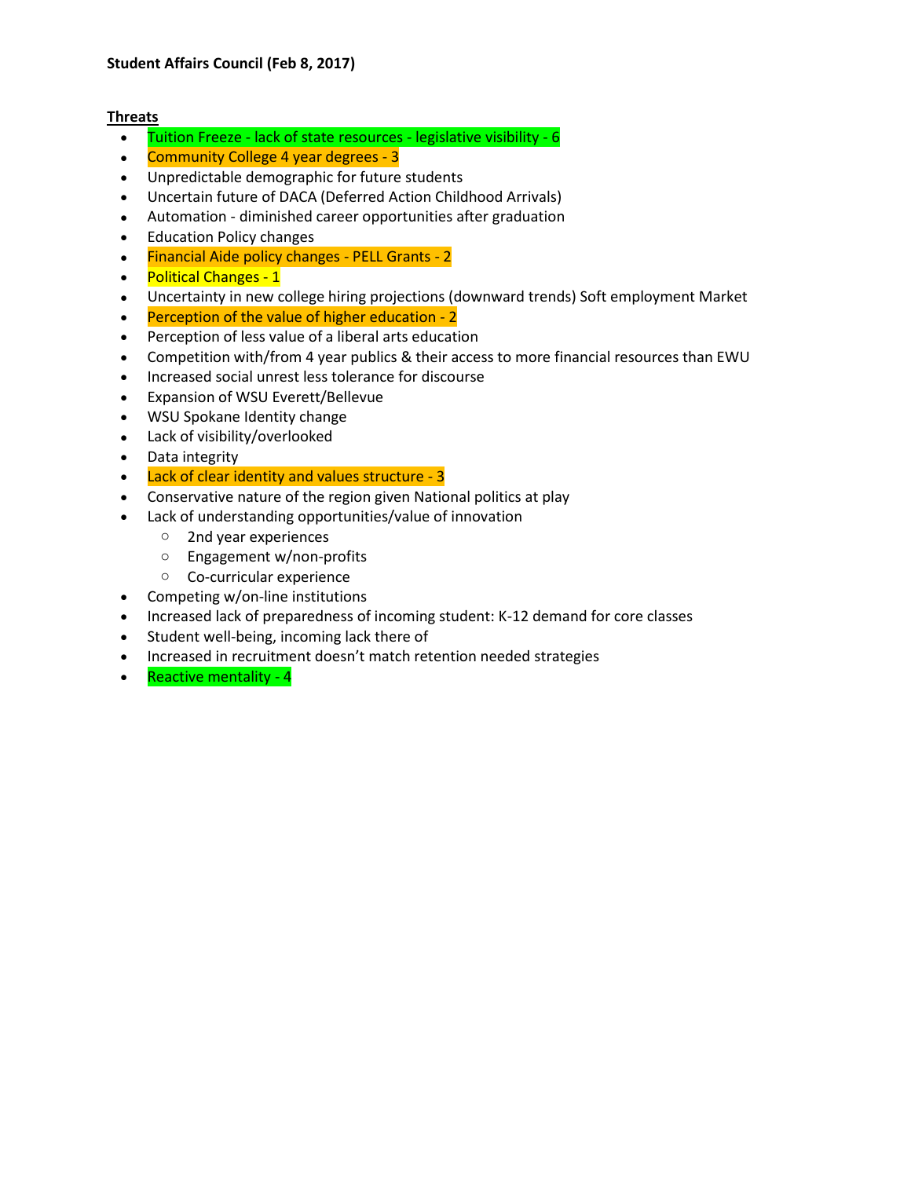**Student Affairs Council (Feb 8, 2017)**

**Threats**

- Tuition Freeze - lack of state resources - legislative visibility - 6
- Community College 4 year degrees - 3
- Unpredictable demographic for future students
- Uncertain future of DACA (Deferred Action Childhood Arrivals)
- Automation - diminished career opportunities after graduation
- Education Policy changes
- Financial Aide policy changes - PELL Grants - 2
- Political Changes - 1
- Uncertainty in new college hiring projections (downward trends) Soft employment Market
- Perception of the value of higher education - 2
- Perception of less value of a liberal arts education
- Competition with/from 4 year publics & their access to more financial resources than EWU
- Increased social unrest less tolerance for discourse
- Expansion of WSU Everett/Bellevue
- WSU Spokane Identity change
- Lack of visibility/overlooked
- Data integrity
- Lack of clear identity and values structure - 3
- Conservative nature of the region given National politics at play
- Lack of understanding opportunities/value of innovation
  - 2nd year experiences
  - Engagement w/non-profits
  - Co-curricular experience
- Competing w/on-line institutions
- Increased lack of preparedness of incoming student: K-12 demand for core classes
- Student well-being, incoming lack there of
- Increased in recruitment doesn't match retention needed strategies
- Reactive mentality - 4